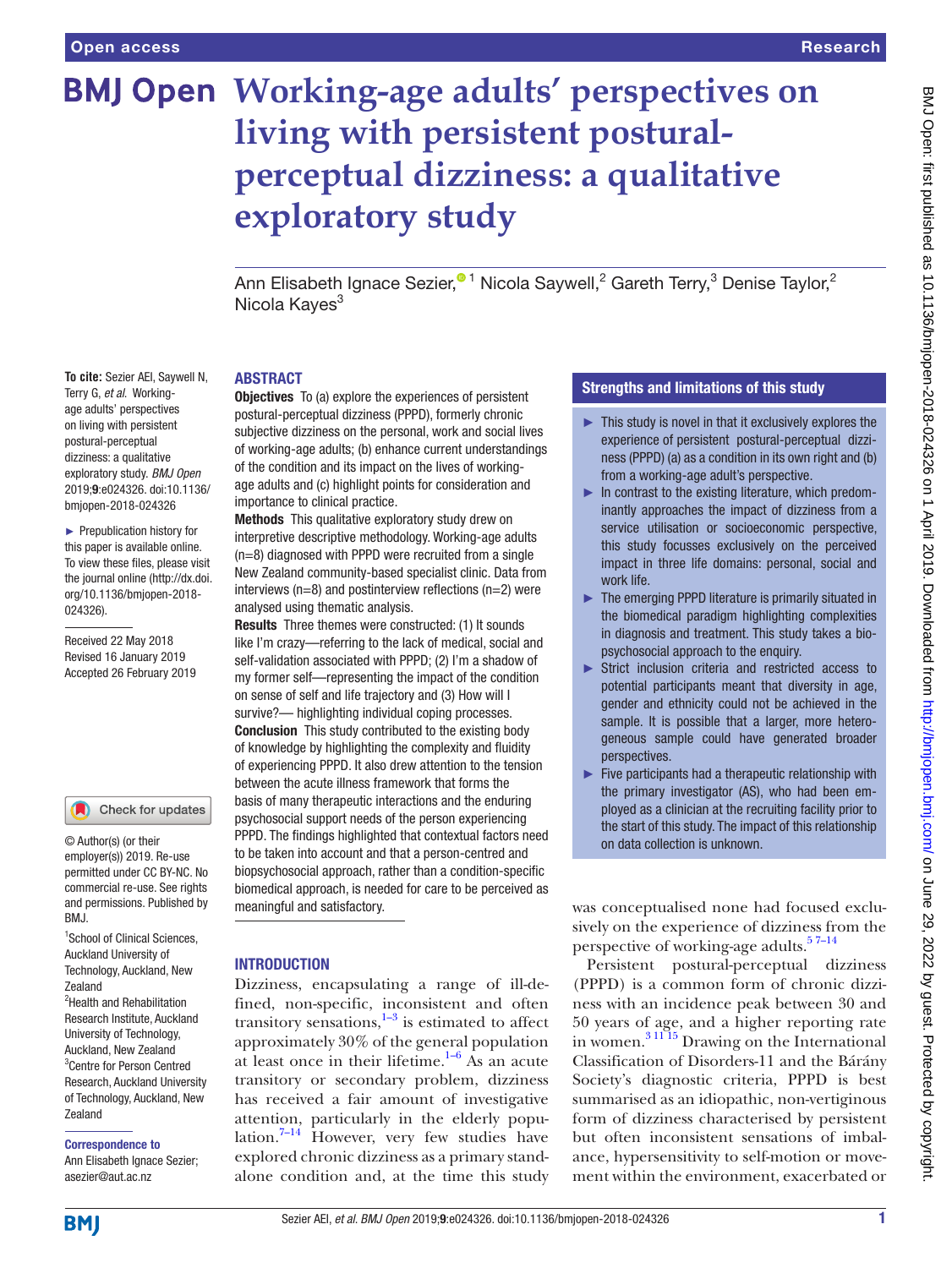# Working-age adults' perspectives on living with persistent postural-perceptual dizziness: a qualitative exploratory study

Ann Elisabeth Ignace Sezier,[1] Nicola Saywell,[2] Gareth Terry,[3] Denise Taylor,[2] Nicola Kayes[3]

**To cite:** Sezier AEI, Saywell N, Terry G, *et al*. Working-age adults' perspectives on living with persistent postural-perceptual dizziness: a qualitative exploratory study. *BMJ Open* 2019;**9**:e024326. doi:10.1136/bmjopen-2018-024326

► Prepublication history for this paper is available online. To view these files, please visit the journal online (http://dx.doi.org/10.1136/bmjopen-2018-024326).

Received 22 May 2018
Revised 16 January 2019
Accepted 26 February 2019

© Author(s) (or their employer(s)) 2019. Re-use permitted under CC BY-NC. No commercial re-use. See rights and permissions. Published by BMJ.

[1]School of Clinical Sciences, Auckland University of Technology, Auckland, New Zealand
[2]Health and Rehabilitation Research Institute, Auckland University of Technology, Auckland, New Zealand
[3]Centre for Person Centred Research, Auckland University of Technology, Auckland, New Zealand

**Correspondence to**
Ann Elisabeth Ignace Sezier; asezier@aut.ac.nz

## ABSTRACT

**Objectives** To (a) explore the experiences of persistent postural-perceptual dizziness (PPPD), formerly chronic subjective dizziness on the personal, work and social lives of working-age adults; (b) enhance current understandings of the condition and its impact on the lives of working-age adults and (c) highlight points for consideration and importance to clinical practice.

**Methods** This qualitative exploratory study drew on interpretive descriptive methodology. Working-age adults (n=8) diagnosed with PPPD were recruited from a single New Zealand community-based specialist clinic. Data from interviews (n=8) and postinterview reflections (n=2) were analysed using thematic analysis.

**Results** Three themes were constructed: (1) It sounds like I'm crazy—referring to the lack of medical, social and self-validation associated with PPPD; (2) I'm a shadow of my former self—representing the impact of the condition on sense of self and life trajectory and (3) How will I survive?— highlighting individual coping processes.

**Conclusion** This study contributed to the existing body of knowledge by highlighting the complexity and fluidity of experiencing PPPD. It also drew attention to the tension between the acute illness framework that forms the basis of many therapeutic interactions and the enduring psychosocial support needs of the person experiencing PPPD. The findings highlighted that contextual factors need to be taken into account and that a person-centred and biopsychosocial approach, rather than a condition-specific biomedical approach, is needed for care to be perceived as meaningful and satisfactory.

### Strengths and limitations of this study

- This study is novel in that it exclusively explores the experience of persistent postural-perceptual dizziness (PPPD) (a) as a condition in its own right and (b) from a working-age adult's perspective.
- In contrast to the existing literature, which predominantly approaches the impact of dizziness from a service utilisation or socioeconomic perspective, this study focusses exclusively on the perceived impact in three life domains: personal, social and work life.
- The emerging PPPD literature is primarily situated in the biomedical paradigm highlighting complexities in diagnosis and treatment. This study takes a biopsychosocial approach to the enquiry.
- Strict inclusion criteria and restricted access to potential participants meant that diversity in age, gender and ethnicity could not be achieved in the sample. It is possible that a larger, more heterogeneous sample could have generated broader perspectives.
- Five participants had a therapeutic relationship with the primary investigator (AS), who had been employed as a clinician at the recruiting facility prior to the start of this study. The impact of this relationship on data collection is unknown.

## INTRODUCTION

Dizziness, encapsulating a range of ill-defined, non-specific, inconsistent and often transitory sensations,[1–3] is estimated to affect approximately 30% of the general population at least once in their lifetime.[1–6] As an acute transitory or secondary problem, dizziness has received a fair amount of investigative attention, particularly in the elderly population.[7–14] However, very few studies have explored chronic dizziness as a primary standalone condition and, at the time this study was conceptualised none had focused exclusively on the experience of dizziness from the perspective of working-age adults.[5 7–14]

Persistent postural-perceptual dizziness (PPPD) is a common form of chronic dizziness with an incidence peak between 30 and 50 years of age, and a higher reporting rate in women.[3 11 15] Drawing on the International Classification of Disorders-11 and the Bárány Society's diagnostic criteria, PPPD is best summarised as an idiopathic, non-vertiginous form of dizziness characterised by persistent but often inconsistent sensations of imbalance, hypersensitivity to self-motion or movement within the environment, exacerbated or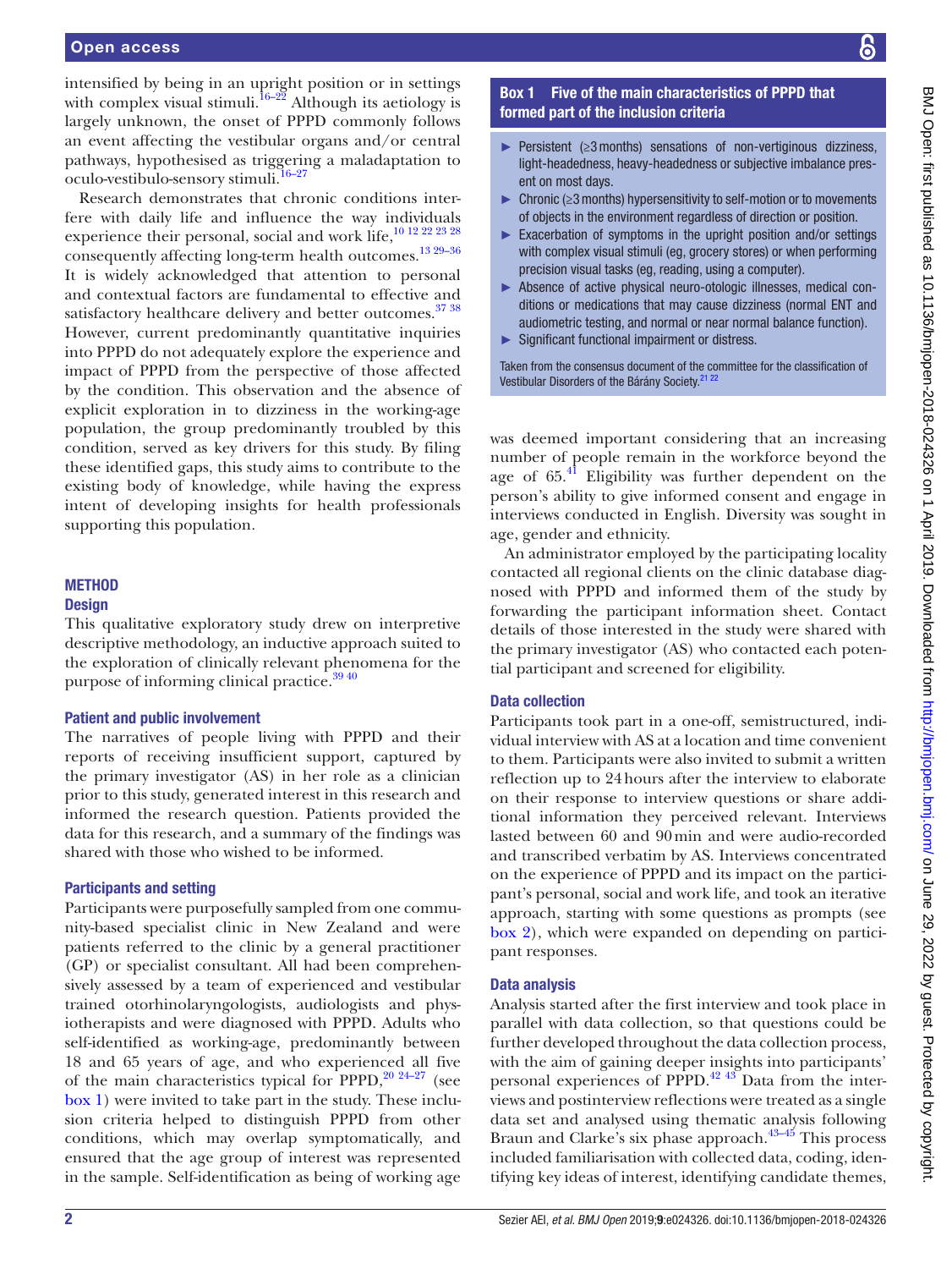intensified by being in an upright position or in settings with complex visual stimuli.[16–22] Although its aetiology is largely unknown, the onset of PPPD commonly follows an event affecting the vestibular organs and/or central pathways, hypothesised as triggering a maladaptation to oculo-vestibulo-sensory stimuli.[16–27]

Research demonstrates that chronic conditions interfere with daily life and influence the way individuals experience their personal, social and work life,[10 12 22 23 28] consequently affecting long-term health outcomes.[13 29–36] It is widely acknowledged that attention to personal and contextual factors are fundamental to effective and satisfactory healthcare delivery and better outcomes.[37 38] However, current predominantly quantitative inquiries into PPPD do not adequately explore the experience and impact of PPPD from the perspective of those affected by the condition. This observation and the absence of explicit exploration in to dizziness in the working-age population, the group predominantly troubled by this condition, served as key drivers for this study. By filing these identified gaps, this study aims to contribute to the existing body of knowledge, while having the express intent of developing insights for health professionals supporting this population.

## METHOD

### Design

This qualitative exploratory study drew on interpretive descriptive methodology, an inductive approach suited to the exploration of clinically relevant phenomena for the purpose of informing clinical practice.[39 40]

### Patient and public involvement

The narratives of people living with PPPD and their reports of receiving insufficient support, captured by the primary investigator (AS) in her role as a clinician prior to this study, generated interest in this research and informed the research question. Patients provided the data for this research, and a summary of the findings was shared with those who wished to be informed.

### Participants and setting

Participants were purposefully sampled from one community-based specialist clinic in New Zealand and were patients referred to the clinic by a general practitioner (GP) or specialist consultant. All had been comprehensively assessed by a team of experienced and vestibular trained otorhinolaryngologists, audiologists and physiotherapists and were diagnosed with PPPD. Adults who self-identified as working-age, predominantly between 18 and 65 years of age, and who experienced all five of the main characteristics typical for PPPD,[20 24–27] (see box 1) were invited to take part in the study. These inclusion criteria helped to distinguish PPPD from other conditions, which may overlap symptomatically, and ensured that the age group of interest was represented in the sample. Self-identification as being of working age was deemed important considering that an increasing number of people remain in the workforce beyond the age of 65.[41] Eligibility was further dependent on the person's ability to give informed consent and engage in interviews conducted in English. Diversity was sought in age, gender and ethnicity.

> **Box 1 Five of the main characteristics of PPPD that formed part of the inclusion criteria**
>
> - Persistent (≥3 months) sensations of non-vertiginous dizziness, light-headedness, heavy-headedness or subjective imbalance present on most days.
> - Chronic (≥3 months) hypersensitivity to self-motion or to movements of objects in the environment regardless of direction or position.
> - Exacerbation of symptoms in the upright position and/or settings with complex visual stimuli (eg, grocery stores) or when performing precision visual tasks (eg, reading, using a computer).
> - Absence of active physical neuro-otologic illnesses, medical conditions or medications that may cause dizziness (normal ENT and audiometric testing, and normal or near normal balance function).
> - Significant functional impairment or distress.
>
> Taken from the consensus document of the committee for the classification of Vestibular Disorders of the Bárány Society.[21 22]

An administrator employed by the participating locality contacted all regional clients on the clinic database diagnosed with PPPD and informed them of the study by forwarding the participant information sheet. Contact details of those interested in the study were shared with the primary investigator (AS) who contacted each potential participant and screened for eligibility.

### Data collection

Participants took part in a one-off, semistructured, individual interview with AS at a location and time convenient to them. Participants were also invited to submit a written reflection up to 24 hours after the interview to elaborate on their response to interview questions or share additional information they perceived relevant. Interviews lasted between 60 and 90 min and were audio-recorded and transcribed verbatim by AS. Interviews concentrated on the experience of PPPD and its impact on the participant's personal, social and work life, and took an iterative approach, starting with some questions as prompts (see box 2), which were expanded on depending on participant responses.

### Data analysis

Analysis started after the first interview and took place in parallel with data collection, so that questions could be further developed throughout the data collection process, with the aim of gaining deeper insights into participants' personal experiences of PPPD.[42 43] Data from the interviews and postinterview reflections were treated as a single data set and analysed using thematic analysis following Braun and Clarke's six phase approach.[43–45] This process included familiarisation with collected data, coding, identifying key ideas of interest, identifying candidate themes,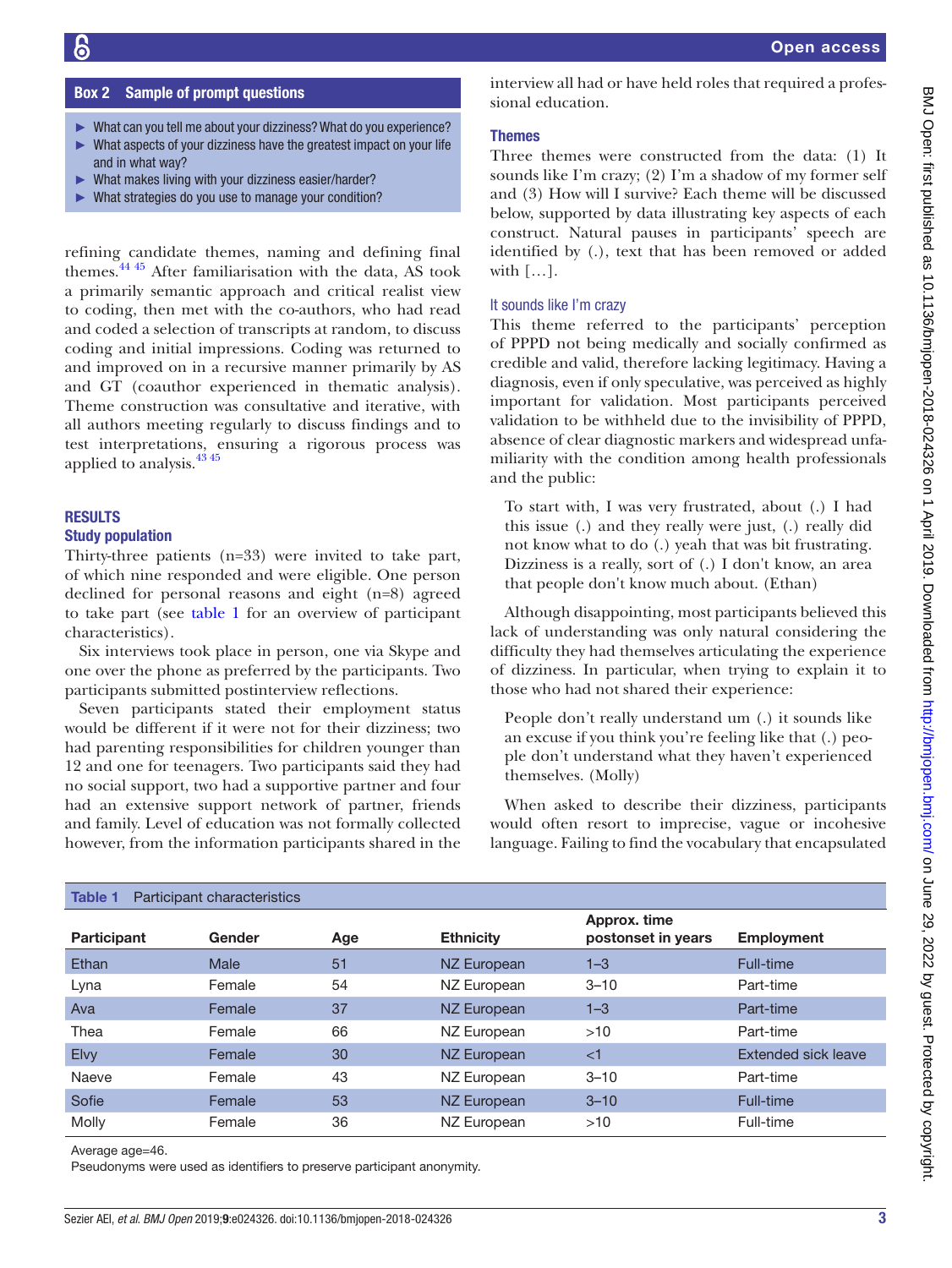**Box 2 Sample of prompt questions**

- What can you tell me about your dizziness? What do you experience?
- What aspects of your dizziness have the greatest impact on your life and in what way?
- What makes living with your dizziness easier/harder?
- What strategies do you use to manage your condition?

refining candidate themes, naming and defining final themes.[44 45] After familiarisation with the data, AS took a primarily semantic approach and critical realist view to coding, then met with the co-authors, who had read and coded a selection of transcripts at random, to discuss coding and initial impressions. Coding was returned to and improved on in a recursive manner primarily by AS and GT (coauthor experienced in thematic analysis). Theme construction was consultative and iterative, with all authors meeting regularly to discuss findings and to test interpretations, ensuring a rigorous process was applied to analysis.[43 45]

## RESULTS

### Study population

Thirty-three patients (n=33) were invited to take part, of which nine responded and were eligible. One person declined for personal reasons and eight (n=8) agreed to take part (see table 1 for an overview of participant characteristics).

Six interviews took place in person, one via Skype and one over the phone as preferred by the participants. Two participants submitted postinterview reflections.

Seven participants stated their employment status would be different if it were not for their dizziness; two had parenting responsibilities for children younger than 12 and one for teenagers. Two participants said they had no social support, two had a supportive partner and four had an extensive support network of partner, friends and family. Level of education was not formally collected however, from the information participants shared in the interview all had or have held roles that required a professional education.

### Themes

Three themes were constructed from the data: (1) It sounds like I'm crazy; (2) I'm a shadow of my former self and (3) How will I survive? Each theme will be discussed below, supported by data illustrating key aspects of each construct. Natural pauses in participants' speech are identified by (.), text that has been removed or added with […].

#### It sounds like I'm crazy

This theme referred to the participants' perception of PPPD not being medically and socially confirmed as credible and valid, therefore lacking legitimacy. Having a diagnosis, even if only speculative, was perceived as highly important for validation. Most participants perceived validation to be withheld due to the invisibility of PPPD, absence of clear diagnostic markers and widespread unfamiliarity with the condition among health professionals and the public:

> To start with, I was very frustrated, about (.) I had this issue (.) and they really were just, (.) really did not know what to do (.) yeah that was bit frustrating. Dizziness is a really, sort of (.) I don't know, an area that people don't know much about. (Ethan)

Although disappointing, most participants believed this lack of understanding was only natural considering the difficulty they had themselves articulating the experience of dizziness. In particular, when trying to explain it to those who had not shared their experience:

> People don't really understand um (.) it sounds like an excuse if you think you're feeling like that (.) people don't understand what they haven't experienced themselves. (Molly)

When asked to describe their dizziness, participants would often resort to imprecise, vague or incohesive language. Failing to find the vocabulary that encapsulated

**Table 1** Participant characteristics

| Participant | Gender | Age | Ethnicity | Approx. time postonset in years | Employment |
|---|---|---|---|---|---|
| Ethan | Male | 51 | NZ European | 1–3 | Full-time |
| Lyna | Female | 54 | NZ European | 3–10 | Part-time |
| Ava | Female | 37 | NZ European | 1–3 | Part-time |
| Thea | Female | 66 | NZ European | >10 | Part-time |
| Elvy | Female | 30 | NZ European | <1 | Extended sick leave |
| Naeve | Female | 43 | NZ European | 3–10 | Part-time |
| Sofie | Female | 53 | NZ European | 3–10 | Full-time |
| Molly | Female | 36 | NZ European | >10 | Full-time |

Average age=46.
Pseudonyms were used as identifiers to preserve participant anonymity.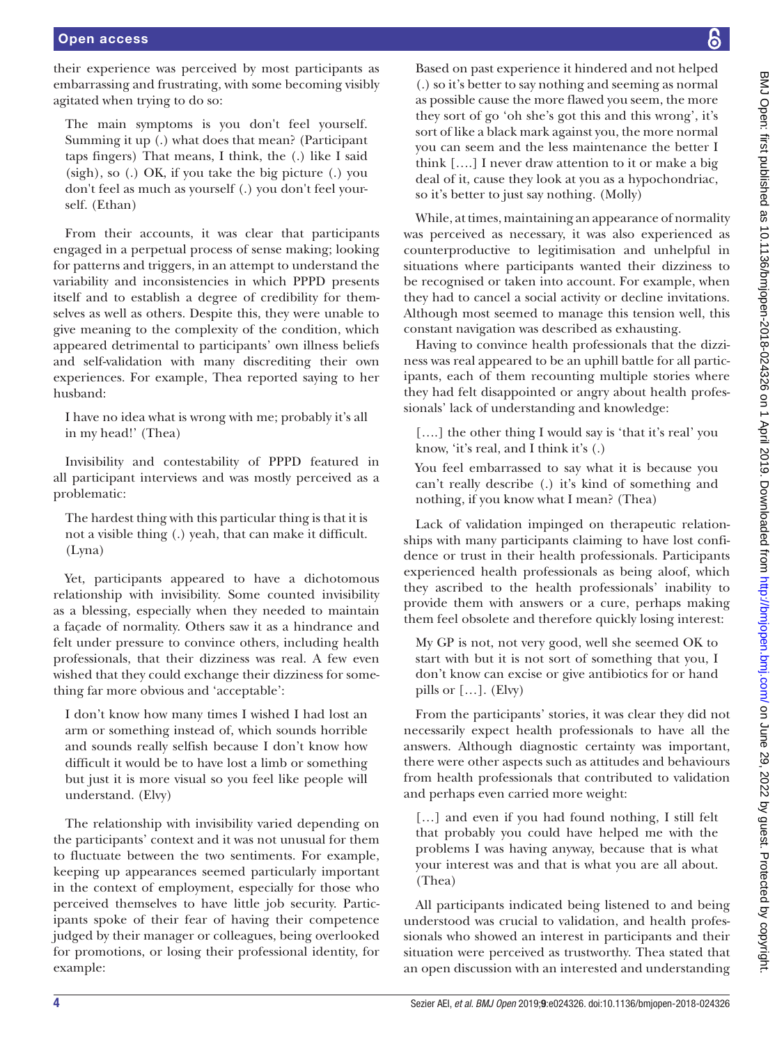their experience was perceived by most participants as embarrassing and frustrating, with some becoming visibly agitated when trying to do so:

> The main symptoms is you don't feel yourself. Summing it up (.) what does that mean? (Participant taps fingers) That means, I think, the (.) like I said (sigh), so (.) OK, if you take the big picture (.) you don't feel as much as yourself (.) you don't feel yourself. (Ethan)

From their accounts, it was clear that participants engaged in a perpetual process of sense making; looking for patterns and triggers, in an attempt to understand the variability and inconsistencies in which PPPD presents itself and to establish a degree of credibility for themselves as well as others. Despite this, they were unable to give meaning to the complexity of the condition, which appeared detrimental to participants' own illness beliefs and self-validation with many discrediting their own experiences. For example, Thea reported saying to her husband:

> I have no idea what is wrong with me; probably it's all in my head!' (Thea)

Invisibility and contestability of PPPD featured in all participant interviews and was mostly perceived as a problematic:

> The hardest thing with this particular thing is that it is not a visible thing (.) yeah, that can make it difficult. (Lyna)

Yet, participants appeared to have a dichotomous relationship with invisibility. Some counted invisibility as a blessing, especially when they needed to maintain a façade of normality. Others saw it as a hindrance and felt under pressure to convince others, including health professionals, that their dizziness was real. A few even wished that they could exchange their dizziness for something far more obvious and 'acceptable':

> I don't know how many times I wished I had lost an arm or something instead of, which sounds horrible and sounds really selfish because I don't know how difficult it would be to have lost a limb or something but just it is more visual so you feel like people will understand. (Elvy)

The relationship with invisibility varied depending on the participants' context and it was not unusual for them to fluctuate between the two sentiments. For example, keeping up appearances seemed particularly important in the context of employment, especially for those who perceived themselves to have little job security. Participants spoke of their fear of having their competence judged by their manager or colleagues, being overlooked for promotions, or losing their professional identity, for example:

> Based on past experience it hindered and not helped (.) so it's better to say nothing and seeming as normal as possible cause the more flawed you seem, the more they sort of go 'oh she's got this and this wrong', it's sort of like a black mark against you, the more normal you can seem and the less maintenance the better I think [….] I never draw attention to it or make a big deal of it, cause they look at you as a hypochondriac, so it's better to just say nothing. (Molly)

While, at times, maintaining an appearance of normality was perceived as necessary, it was also experienced as counterproductive to legitimisation and unhelpful in situations where participants wanted their dizziness to be recognised or taken into account. For example, when they had to cancel a social activity or decline invitations. Although most seemed to manage this tension well, this constant navigation was described as exhausting.

Having to convince health professionals that the dizziness was real appeared to be an uphill battle for all participants, each of them recounting multiple stories where they had felt disappointed or angry about health professionals' lack of understanding and knowledge:

> [….] the other thing I would say is 'that it's real' you know, 'it's real, and I think it's (.)
>
> You feel embarrassed to say what it is because you can't really describe (.) it's kind of something and nothing, if you know what I mean? (Thea)

Lack of validation impinged on therapeutic relationships with many participants claiming to have lost confidence or trust in their health professionals. Participants experienced health professionals as being aloof, which they ascribed to the health professionals' inability to provide them with answers or a cure, perhaps making them feel obsolete and therefore quickly losing interest:

> My GP is not, not very good, well she seemed OK to start with but it is not sort of something that you, I don't know can excise or give antibiotics for or hand pills or […]. (Elvy)

From the participants' stories, it was clear they did not necessarily expect health professionals to have all the answers. Although diagnostic certainty was important, there were other aspects such as attitudes and behaviours from health professionals that contributed to validation and perhaps even carried more weight:

> […] and even if you had found nothing, I still felt that probably you could have helped me with the problems I was having anyway, because that is what your interest was and that is what you are all about. (Thea)

All participants indicated being listened to and being understood was crucial to validation, and health professionals who showed an interest in participants and their situation were perceived as trustworthy. Thea stated that an open discussion with an interested and understanding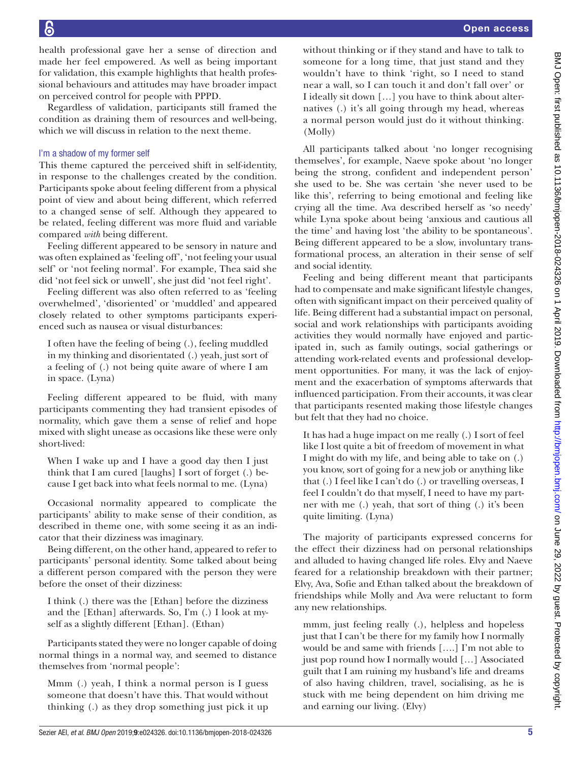health professional gave her a sense of direction and made her feel empowered. As well as being important for validation, this example highlights that health professional behaviours and attitudes may have broader impact on perceived control for people with PPPD.

Regardless of validation, participants still framed the condition as draining them of resources and well-being, which we will discuss in relation to the next theme.

### I'm a shadow of my former self

This theme captured the perceived shift in self-identity, in response to the challenges created by the condition. Participants spoke about feeling different from a physical point of view and about being different, which referred to a changed sense of self. Although they appeared to be related, feeling different was more fluid and variable compared *with* being different.

Feeling different appeared to be sensory in nature and was often explained as 'feeling off', 'not feeling your usual self' or 'not feeling normal'. For example, Thea said she did 'not feel sick or unwell', she just did 'not feel right'.

Feeling different was also often referred to as 'feeling overwhelmed', 'disoriented' or 'muddled' and appeared closely related to other symptoms participants experienced such as nausea or visual disturbances:

> I often have the feeling of being (.), feeling muddled in my thinking and disorientated (.) yeah, just sort of a feeling of (.) not being quite aware of where I am in space. (Lyna)

Feeling different appeared to be fluid, with many participants commenting they had transient episodes of normality, which gave them a sense of relief and hope mixed with slight unease as occasions like these were only short-lived:

> When I wake up and I have a good day then I just think that I am cured [laughs] I sort of forget (.) because I get back into what feels normal to me. (Lyna)

Occasional normality appeared to complicate the participants' ability to make sense of their condition, as described in theme one, with some seeing it as an indicator that their dizziness was imaginary.

Being different, on the other hand, appeared to refer to participants' personal identity. Some talked about being a different person compared with the person they were before the onset of their dizziness:

> I think (.) there was the [Ethan] before the dizziness and the [Ethan] afterwards. So, I'm (.) I look at myself as a slightly different [Ethan]. (Ethan)

Participants stated they were no longer capable of doing normal things in a normal way, and seemed to distance themselves from 'normal people':

> Mmm (.) yeah, I think a normal person is I guess someone that doesn't have this. That would without thinking (.) as they drop something just pick it up without thinking or if they stand and have to talk to someone for a long time, that just stand and they wouldn't have to think 'right, so I need to stand near a wall, so I can touch it and don't fall over' or I ideally sit down […] you have to think about alternatives (.) it's all going through my head, whereas a normal person would just do it without thinking. (Molly)

All participants talked about 'no longer recognising themselves', for example, Naeve spoke about 'no longer being the strong, confident and independent person' she used to be. She was certain 'she never used to be like this', referring to being emotional and feeling like crying all the time. Ava described herself as 'so needy' while Lyna spoke about being 'anxious and cautious all the time' and having lost 'the ability to be spontaneous'. Being different appeared to be a slow, involuntary transformational process, an alteration in their sense of self and social identity.

Feeling and being different meant that participants had to compensate and make significant lifestyle changes, often with significant impact on their perceived quality of life. Being different had a substantial impact on personal, social and work relationships with participants avoiding activities they would normally have enjoyed and participated in, such as family outings, social gatherings or attending work-related events and professional development opportunities. For many, it was the lack of enjoyment and the exacerbation of symptoms afterwards that influenced participation. From their accounts, it was clear that participants resented making those lifestyle changes but felt that they had no choice.

> It has had a huge impact on me really (.) I sort of feel like I lost quite a bit of freedom of movement in what I might do with my life, and being able to take on (.) you know, sort of going for a new job or anything like that (.) I feel like I can't do (.) or travelling overseas, I feel I couldn't do that myself, I need to have my partner with me (.) yeah, that sort of thing (.) it's been quite limiting. (Lyna)

The majority of participants expressed concerns for the effect their dizziness had on personal relationships and alluded to having changed life roles. Elvy and Naeve feared for a relationship breakdown with their partner; Elvy, Ava, Sofie and Ethan talked about the breakdown of friendships while Molly and Ava were reluctant to form any new relationships.

> mmm, just feeling really (.), helpless and hopeless just that I can't be there for my family how I normally would be and same with friends [….] I'm not able to just pop round how I normally would […] Associated guilt that I am ruining my husband's life and dreams of also having children, travel, socialising, as he is stuck with me being dependent on him driving me and earning our living. (Elvy)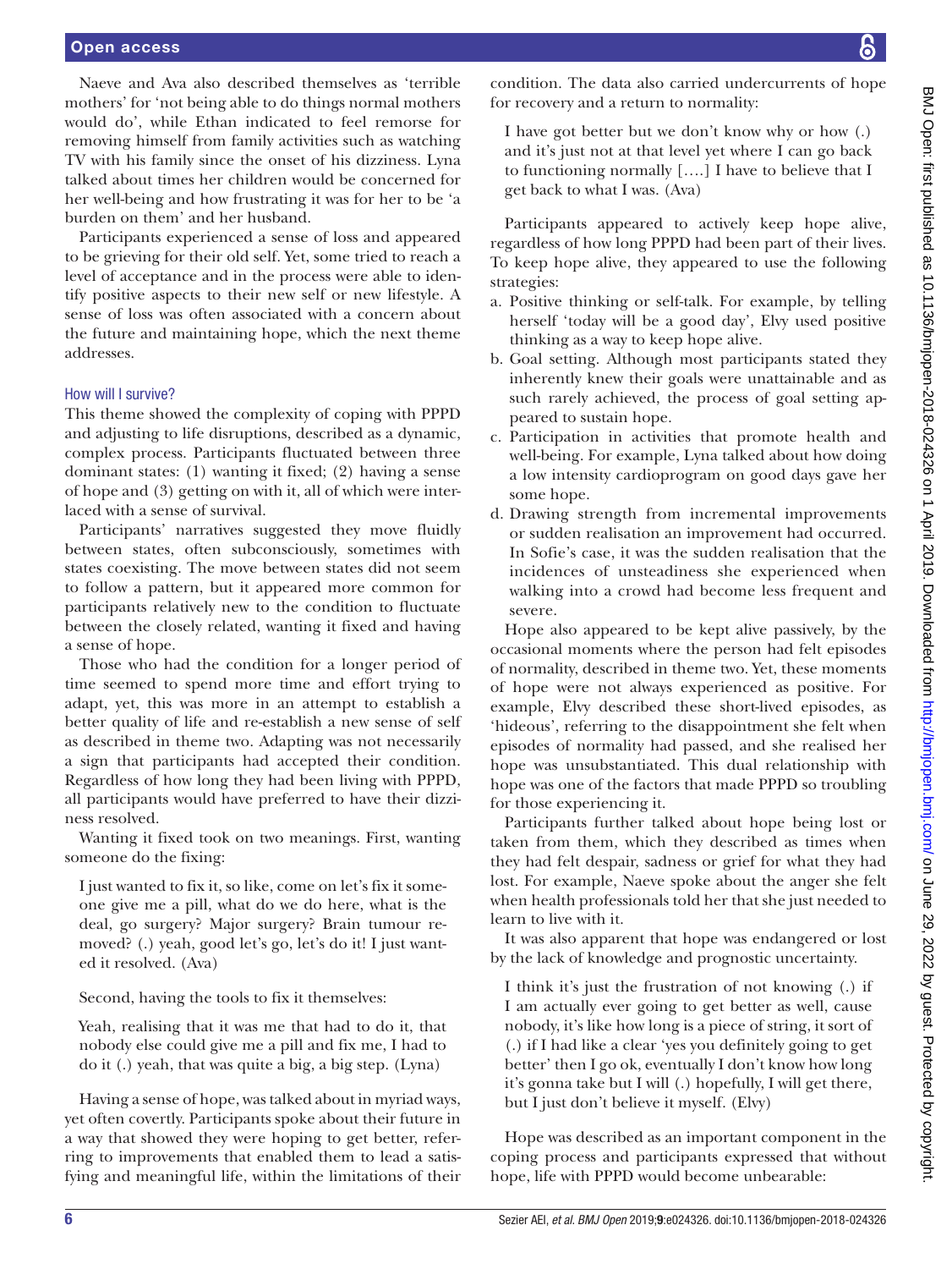Naeve and Ava also described themselves as 'terrible mothers' for 'not being able to do things normal mothers would do', while Ethan indicated to feel remorse for removing himself from family activities such as watching TV with his family since the onset of his dizziness. Lyna talked about times her children would be concerned for her well-being and how frustrating it was for her to be 'a burden on them' and her husband.

Participants experienced a sense of loss and appeared to be grieving for their old self. Yet, some tried to reach a level of acceptance and in the process were able to identify positive aspects to their new self or new lifestyle. A sense of loss was often associated with a concern about the future and maintaining hope, which the next theme addresses.

### How will I survive?

This theme showed the complexity of coping with PPPD and adjusting to life disruptions, described as a dynamic, complex process. Participants fluctuated between three dominant states: (1) wanting it fixed; (2) having a sense of hope and (3) getting on with it, all of which were interlaced with a sense of survival.

Participants' narratives suggested they move fluidly between states, often subconsciously, sometimes with states coexisting. The move between states did not seem to follow a pattern, but it appeared more common for participants relatively new to the condition to fluctuate between the closely related, wanting it fixed and having a sense of hope.

Those who had the condition for a longer period of time seemed to spend more time and effort trying to adapt, yet, this was more in an attempt to establish a better quality of life and re-establish a new sense of self as described in theme two. Adapting was not necessarily a sign that participants had accepted their condition. Regardless of how long they had been living with PPPD, all participants would have preferred to have their dizziness resolved.

Wanting it fixed took on two meanings. First, wanting someone do the fixing:

> I just wanted to fix it, so like, come on let's fix it someone give me a pill, what do we do here, what is the deal, go surgery? Major surgery? Brain tumour removed? (.) yeah, good let's go, let's do it! I just wanted it resolved. (Ava)

Second, having the tools to fix it themselves:

> Yeah, realising that it was me that had to do it, that nobody else could give me a pill and fix me, I had to do it (.) yeah, that was quite a big, a big step. (Lyna)

Having a sense of hope, was talked about in myriad ways, yet often covertly. Participants spoke about their future in a way that showed they were hoping to get better, referring to improvements that enabled them to lead a satisfying and meaningful life, within the limitations of their condition. The data also carried undercurrents of hope for recovery and a return to normality:

> I have got better but we don't know why or how (.) and it's just not at that level yet where I can go back to functioning normally [….] I have to believe that I get back to what I was. (Ava)

Participants appeared to actively keep hope alive, regardless of how long PPPD had been part of their lives. To keep hope alive, they appeared to use the following strategies:

a. Positive thinking or self-talk. For example, by telling herself 'today will be a good day', Elvy used positive thinking as a way to keep hope alive.
b. Goal setting. Although most participants stated they inherently knew their goals were unattainable and as such rarely achieved, the process of goal setting appeared to sustain hope.
c. Participation in activities that promote health and well-being. For example, Lyna talked about how doing a low intensity cardioprogram on good days gave her some hope.
d. Drawing strength from incremental improvements or sudden realisation an improvement had occurred. In Sofie's case, it was the sudden realisation that the incidences of unsteadiness she experienced when walking into a crowd had become less frequent and severe.

Hope also appeared to be kept alive passively, by the occasional moments where the person had felt episodes of normality, described in theme two. Yet, these moments of hope were not always experienced as positive. For example, Elvy described these short-lived episodes, as 'hideous', referring to the disappointment she felt when episodes of normality had passed, and she realised her hope was unsubstantiated. This dual relationship with hope was one of the factors that made PPPD so troubling for those experiencing it.

Participants further talked about hope being lost or taken from them, which they described as times when they had felt despair, sadness or grief for what they had lost. For example, Naeve spoke about the anger she felt when health professionals told her that she just needed to learn to live with it.

It was also apparent that hope was endangered or lost by the lack of knowledge and prognostic uncertainty.

> I think it's just the frustration of not knowing (.) if I am actually ever going to get better as well, cause nobody, it's like how long is a piece of string, it sort of (.) if I had like a clear 'yes you definitely going to get better' then I go ok, eventually I don't know how long it's gonna take but I will (.) hopefully, I will get there, but I just don't believe it myself. (Elvy)

Hope was described as an important component in the coping process and participants expressed that without hope, life with PPPD would become unbearable: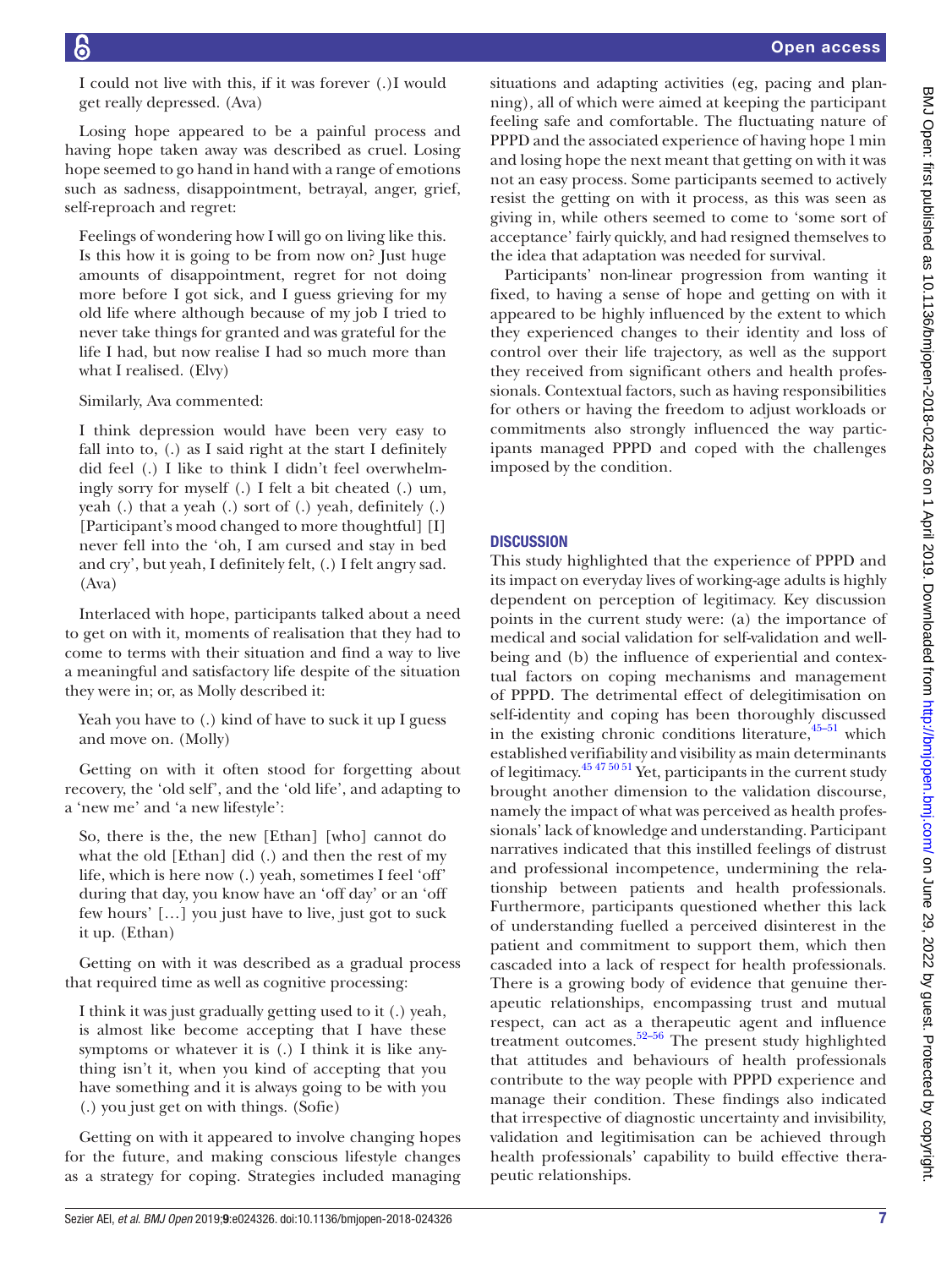I could not live with this, if it was forever (.)I would get really depressed. (Ava)

Losing hope appeared to be a painful process and having hope taken away was described as cruel. Losing hope seemed to go hand in hand with a range of emotions such as sadness, disappointment, betrayal, anger, grief, self-reproach and regret:

> Feelings of wondering how I will go on living like this. Is this how it is going to be from now on? Just huge amounts of disappointment, regret for not doing more before I got sick, and I guess grieving for my old life where although because of my job I tried to never take things for granted and was grateful for the life I had, but now realise I had so much more than what I realised. (Elvy)

Similarly, Ava commented:

> I think depression would have been very easy to fall into to, (.) as I said right at the start I definitely did feel (.) I like to think I didn't feel overwhelmingly sorry for myself (.) I felt a bit cheated (.) um, yeah (.) that a yeah (.) sort of (.) yeah, definitely (.) [Participant's mood changed to more thoughtful] [I] never fell into the 'oh, I am cursed and stay in bed and cry', but yeah, I definitely felt, (.) I felt angry sad. (Ava)

Interlaced with hope, participants talked about a need to get on with it, moments of realisation that they had to come to terms with their situation and find a way to live a meaningful and satisfactory life despite of the situation they were in; or, as Molly described it:

> Yeah you have to (.) kind of have to suck it up I guess and move on. (Molly)

Getting on with it often stood for forgetting about recovery, the 'old self', and the 'old life', and adapting to a 'new me' and 'a new lifestyle':

> So, there is the, the new [Ethan] [who] cannot do what the old [Ethan] did (.) and then the rest of my life, which is here now (.) yeah, sometimes I feel 'off' during that day, you know have an 'off day' or an 'off few hours' […] you just have to live, just got to suck it up. (Ethan)

Getting on with it was described as a gradual process that required time as well as cognitive processing:

> I think it was just gradually getting used to it (.) yeah, is almost like become accepting that I have these symptoms or whatever it is (.) I think it is like anything isn't it, when you kind of accepting that you have something and it is always going to be with you (.) you just get on with things. (Sofie)

Getting on with it appeared to involve changing hopes for the future, and making conscious lifestyle changes as a strategy for coping. Strategies included managing situations and adapting activities (eg, pacing and planning), all of which were aimed at keeping the participant feeling safe and comfortable. The fluctuating nature of PPPD and the associated experience of having hope 1 min and losing hope the next meant that getting on with it was not an easy process. Some participants seemed to actively resist the getting on with it process, as this was seen as giving in, while others seemed to come to 'some sort of acceptance' fairly quickly, and had resigned themselves to the idea that adaptation was needed for survival.

Participants' non-linear progression from wanting it fixed, to having a sense of hope and getting on with it appeared to be highly influenced by the extent to which they experienced changes to their identity and loss of control over their life trajectory, as well as the support they received from significant others and health professionals. Contextual factors, such as having responsibilities for others or having the freedom to adjust workloads or commitments also strongly influenced the way participants managed PPPD and coped with the challenges imposed by the condition.

## DISCUSSION

This study highlighted that the experience of PPPD and its impact on everyday lives of working-age adults is highly dependent on perception of legitimacy. Key discussion points in the current study were: (a) the importance of medical and social validation for self-validation and well-being and (b) the influence of experiential and contextual factors on coping mechanisms and management of PPPD. The detrimental effect of delegitimisation on self-identity and coping has been thoroughly discussed in the existing chronic conditions literature,[45–51] which established verifiability and visibility as main determinants of legitimacy.[45 47 50 51] Yet, participants in the current study brought another dimension to the validation discourse, namely the impact of what was perceived as health professionals' lack of knowledge and understanding. Participant narratives indicated that this instilled feelings of distrust and professional incompetence, undermining the relationship between patients and health professionals. Furthermore, participants questioned whether this lack of understanding fuelled a perceived disinterest in the patient and commitment to support them, which then cascaded into a lack of respect for health professionals. There is a growing body of evidence that genuine therapeutic relationships, encompassing trust and mutual respect, can act as a therapeutic agent and influence treatment outcomes.[52–56] The present study highlighted that attitudes and behaviours of health professionals contribute to the way people with PPPD experience and manage their condition. These findings also indicated that irrespective of diagnostic uncertainty and invisibility, validation and legitimisation can be achieved through health professionals' capability to build effective therapeutic relationships.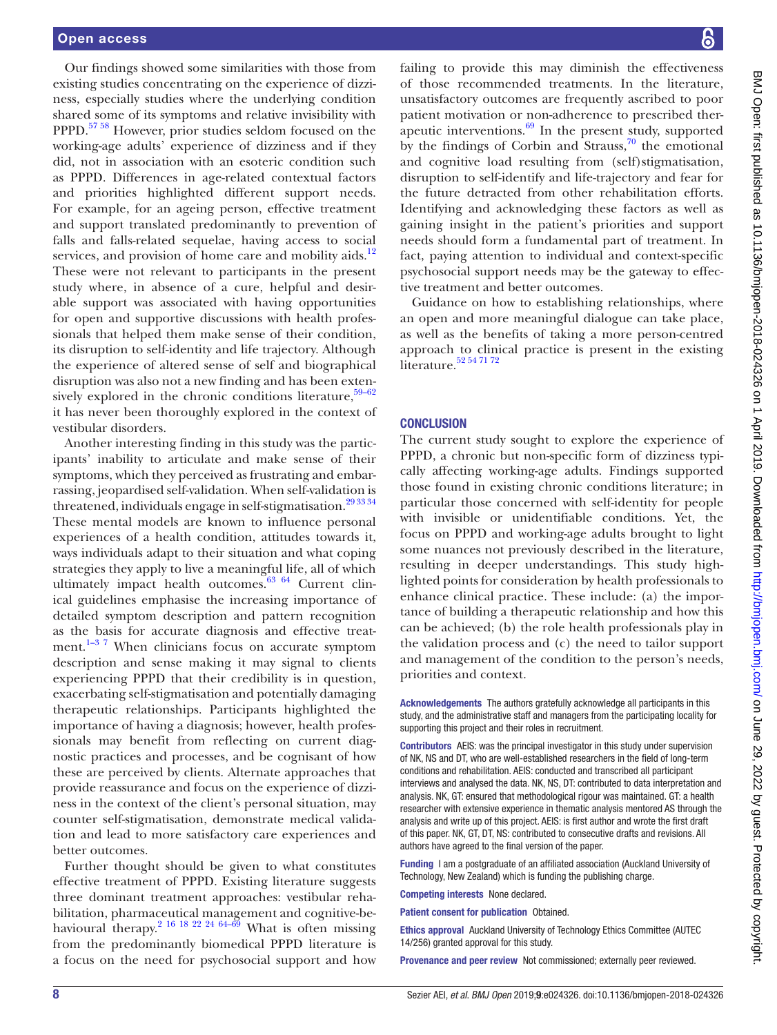Our findings showed some similarities with those from existing studies concentrating on the experience of dizziness, especially studies where the underlying condition shared some of its symptoms and relative invisibility with PPPD.[57 58] However, prior studies seldom focused on the working-age adults' experience of dizziness and if they did, not in association with an esoteric condition such as PPPD. Differences in age-related contextual factors and priorities highlighted different support needs. For example, for an ageing person, effective treatment and support translated predominantly to prevention of falls and falls-related sequelae, having access to social services, and provision of home care and mobility aids.[12] These were not relevant to participants in the present study where, in absence of a cure, helpful and desirable support was associated with having opportunities for open and supportive discussions with health professionals that helped them make sense of their condition, its disruption to self-identity and life trajectory. Although the experience of altered sense of self and biographical disruption was also not a new finding and has been extensively explored in the chronic conditions literature,[59–62] it has never been thoroughly explored in the context of vestibular disorders.

Another interesting finding in this study was the participants' inability to articulate and make sense of their symptoms, which they perceived as frustrating and embarrassing, jeopardised self-validation. When self-validation is threatened, individuals engage in self-stigmatisation.[29 33 34] These mental models are known to influence personal experiences of a health condition, attitudes towards it, ways individuals adapt to their situation and what coping strategies they apply to live a meaningful life, all of which ultimately impact health outcomes.[63 64] Current clinical guidelines emphasise the increasing importance of detailed symptom description and pattern recognition as the basis for accurate diagnosis and effective treatment.[1–3 7] When clinicians focus on accurate symptom description and sense making it may signal to clients experiencing PPPD that their credibility is in question, exacerbating self-stigmatisation and potentially damaging therapeutic relationships. Participants highlighted the importance of having a diagnosis; however, health professionals may benefit from reflecting on current diagnostic practices and processes, and be cognisant of how these are perceived by clients. Alternate approaches that provide reassurance and focus on the experience of dizziness in the context of the client's personal situation, may counter self-stigmatisation, demonstrate medical validation and lead to more satisfactory care experiences and better outcomes.

Further thought should be given to what constitutes effective treatment of PPPD. Existing literature suggests three dominant treatment approaches: vestibular rehabilitation, pharmaceutical management and cognitive-behavioural therapy.[2 16 18 22 24 64–69] What is often missing from the predominantly biomedical PPPD literature is a focus on the need for psychosocial support and how failing to provide this may diminish the effectiveness of those recommended treatments. In the literature, unsatisfactory outcomes are frequently ascribed to poor patient motivation or non-adherence to prescribed therapeutic interventions.[69] In the present study, supported by the findings of Corbin and Strauss,[70] the emotional and cognitive load resulting from (self)stigmatisation, disruption to self-identify and life-trajectory and fear for the future detracted from other rehabilitation efforts. Identifying and acknowledging these factors as well as gaining insight in the patient's priorities and support needs should form a fundamental part of treatment. In fact, paying attention to individual and context-specific psychosocial support needs may be the gateway to effective treatment and better outcomes.

Guidance on how to establishing relationships, where an open and more meaningful dialogue can take place, as well as the benefits of taking a more person-centred approach to clinical practice is present in the existing literature.[52 54 71 72]

## CONCLUSION

The current study sought to explore the experience of PPPD, a chronic but non-specific form of dizziness typically affecting working-age adults. Findings supported those found in existing chronic conditions literature; in particular those concerned with self-identity for people with invisible or unidentifiable conditions. Yet, the focus on PPPD and working-age adults brought to light some nuances not previously described in the literature, resulting in deeper understandings. This study highlighted points for consideration by health professionals to enhance clinical practice. These include: (a) the importance of building a therapeutic relationship and how this can be achieved; (b) the role health professionals play in the validation process and (c) the need to tailor support and management of the condition to the person's needs, priorities and context.

**Acknowledgements** The authors gratefully acknowledge all participants in this study, and the administrative staff and managers from the participating locality for supporting this project and their roles in recruitment.

**Contributors** AEIS: was the principal investigator in this study under supervision of NK, NS and DT, who are well-established researchers in the field of long-term conditions and rehabilitation. AEIS: conducted and transcribed all participant interviews and analysed the data. NK, NS, DT: contributed to data interpretation and analysis. NK, GT: ensured that methodological rigour was maintained. GT: a health researcher with extensive experience in thematic analysis mentored AS through the analysis and write up of this project. AEIS: is first author and wrote the first draft of this paper. NK, GT, DT, NS: contributed to consecutive drafts and revisions. All authors have agreed to the final version of the paper.

**Funding** I am a postgraduate of an affiliated association (Auckland University of Technology, New Zealand) which is funding the publishing charge.

**Competing interests** None declared.

**Patient consent for publication** Obtained.

**Ethics approval** Auckland University of Technology Ethics Committee (AUTEC 14/256) granted approval for this study.

**Provenance and peer review** Not commissioned; externally peer reviewed.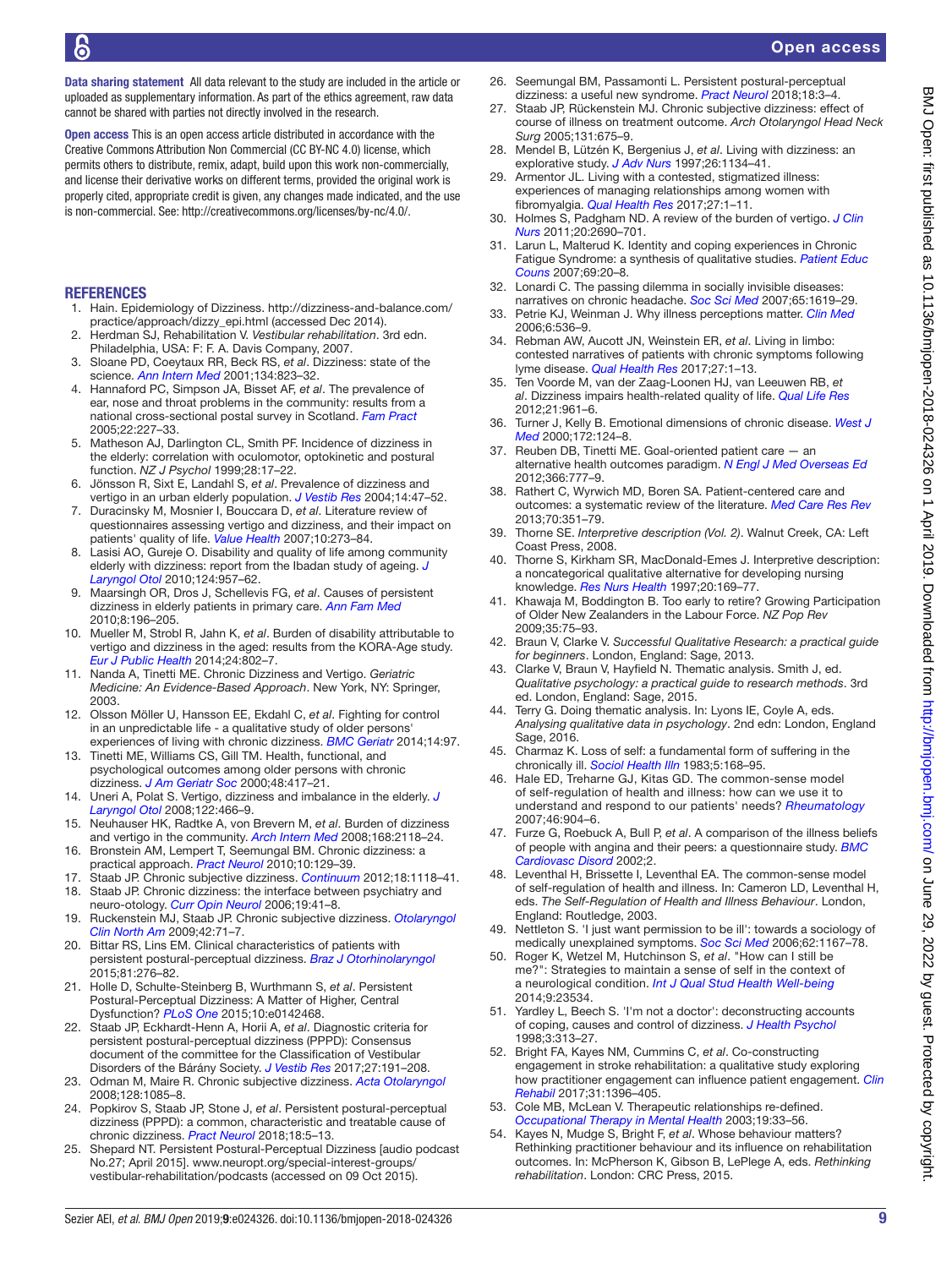**Data sharing statement** All data relevant to the study are included in the article or uploaded as supplementary information. As part of the ethics agreement, raw data cannot be shared with parties not directly involved in the research.

**Open access** This is an open access article distributed in accordance with the Creative Commons Attribution Non Commercial (CC BY-NC 4.0) license, which permits others to distribute, remix, adapt, build upon this work non-commercially, and license their derivative works on different terms, provided the original work is properly cited, appropriate credit is given, any changes made indicated, and the use is non-commercial. See: http://creativecommons.org/licenses/by-nc/4.0/.

## REFERENCES

1. Hain. Epidemiology of Dizziness. http://dizziness-and-balance.com/practice/approach/dizzy_epi.html (accessed Dec 2014).
2. Herdman SJ, Rehabilitation V. *Vestibular rehabilitation*. 3rd edn. Philadelphia, USA: F: F. A. Davis Company, 2007.
3. Sloane PD, Coeytaux RR, Beck RS, *et al*. Dizziness: state of the science. *Ann Intern Med* 2001;134:823–32.
4. Hannaford PC, Simpson JA, Bisset AF, *et al*. The prevalence of ear, nose and throat problems in the community: results from a national cross-sectional postal survey in Scotland. *Fam Pract* 2005;22:227–33.
5. Matheson AJ, Darlington CL, Smith PF. Incidence of dizziness in the elderly: correlation with oculomotor, optokinetic and postural function. *NZ J Psychol* 1999;28:17–22.
6. Jönsson R, Sixt E, Landahl S, *et al*. Prevalence of dizziness and vertigo in an urban elderly population. *J Vestib Res* 2004;14:47–52.
7. Duracinsky M, Mosnier I, Bouccara D, *et al*. Literature review of questionnaires assessing vertigo and dizziness, and their impact on patients' quality of life. *Value Health* 2007;10:273–84.
8. Lasisi AO, Gureje O. Disability and quality of life among community elderly with dizziness: report from the Ibadan study of ageing. *J Laryngol Otol* 2010;124:957–62.
9. Maarsingh OR, Dros J, Schellevis FG, *et al*. Causes of persistent dizziness in elderly patients in primary care. *Ann Fam Med* 2010;8:196–205.
10. Mueller M, Strobl R, Jahn K, *et al*. Burden of disability attributable to vertigo and dizziness in the aged: results from the KORA-Age study. *Eur J Public Health* 2014;24:802–7.
11. Nanda A, Tinetti ME. Chronic Dizziness and Vertigo. *Geriatric Medicine: An Evidence-Based Approach*. New York, NY: Springer, 2003.
12. Olsson Möller U, Hansson EE, Ekdahl C, *et al*. Fighting for control in an unpredictable life - a qualitative study of older persons' experiences of living with chronic dizziness. *BMC Geriatr* 2014;14:97.
13. Tinetti ME, Williams CS, Gill TM. Health, functional, and psychological outcomes among older persons with chronic dizziness. *J Am Geriatr Soc* 2000;48:417–21.
14. Uneri A, Polat S. Vertigo, dizziness and imbalance in the elderly. *J Laryngol Otol* 2008;122:466–9.
15. Neuhauser HK, Radtke A, von Brevern M, *et al*. Burden of dizziness and vertigo in the community. *Arch Intern Med* 2008;168:2118–24.
16. Bronstein AM, Lempert T, Seemungal BM. Chronic dizziness: a practical approach. *Pract Neurol* 2010;10:129–39.
17. Staab JP. Chronic subjective dizziness. *Continuum* 2012;18:1118–41.
18. Staab JP. Chronic dizziness: the interface between psychiatry and neuro-otology. *Curr Opin Neurol* 2006;19:41–8.
19. Ruckenstein MJ, Staab JP. Chronic subjective dizziness. *Otolaryngol Clin North Am* 2009;42:71–7.
20. Bittar RS, Lins EM. Clinical characteristics of patients with persistent postural-perceptual dizziness. *Braz J Otorhinolaryngol* 2015;81:276–82.
21. Holle D, Schulte-Steinberg B, Wurthmann S, *et al*. Persistent Postural-Perceptual Dizziness: A Matter of Higher, Central Dysfunction? *PLoS One* 2015;10:e0142468.
22. Staab JP, Eckhardt-Henn A, Horii A, *et al*. Diagnostic criteria for persistent postural-perceptual dizziness (PPPD): Consensus document of the committee for the Classification of Vestibular Disorders of the Bárány Society. *J Vestib Res* 2017;27:191–208.
23. Odman M, Maire R. Chronic subjective dizziness. *Acta Otolaryngol* 2008;128:1085–8.
24. Popkirov S, Staab JP, Stone J, *et al*. Persistent postural-perceptual dizziness (PPPD): a common, characteristic and treatable cause of chronic dizziness. *Pract Neurol* 2018;18:5–13.
25. Shepard NT. Persistent Postural-Perceptual Dizziness [audio podcast No.27; April 2015]. www.neuropt.org/special-interest-groups/vestibular-rehabilitation/podcasts (accessed on 09 Oct 2015).
26. Seemungal BM, Passamonti L. Persistent postural-perceptual dizziness: a useful new syndrome. *Pract Neurol* 2018;18:3–4.
27. Staab JP, Rückenstein MJ. Chronic subjective dizziness: effect of course of illness on treatment outcome. *Arch Otolaryngol Head Neck Surg* 2005;131:675–9.
28. Mendel B, Lützén K, Bergenius J, *et al*. Living with dizziness: an explorative study. *J Adv Nurs* 1997;26:1134–41.
29. Armentor JL. Living with a contested, stigmatized illness: experiences of managing relationships among women with fibromyalgia. *Qual Health Res* 2017;27:1–11.
30. Holmes S, Padgham ND. A review of the burden of vertigo. *J Clin Nurs* 2011;20:2690–701.
31. Larun L, Malterud K. Identity and coping experiences in Chronic Fatigue Syndrome: a synthesis of qualitative studies. *Patient Educ Couns* 2007;69:20–8.
32. Lonardi C. The passing dilemma in socially invisible diseases: narratives on chronic headache. *Soc Sci Med* 2007;65:1619–29.
33. Petrie KJ, Weinman J. Why illness perceptions matter. *Clin Med* 2006;6:536–9.
34. Rebman AW, Aucott JN, Weinstein ER, *et al*. Living in limbo: contested narratives of patients with chronic symptoms following lyme disease. *Qual Health Res* 2017;27:1–13.
35. Ten Voorde M, van der Zaag-Loonen HJ, van Leeuwen RB, *et al*. Dizziness impairs health-related quality of life. *Qual Life Res* 2012;21:961–6.
36. Turner J, Kelly B. Emotional dimensions of chronic disease. *West J Med* 2000;172:124–8.
37. Reuben DB, Tinetti ME. Goal-oriented patient care — an alternative health outcomes paradigm. *N Engl J Med Overseas Ed* 2012;366:777–9.
38. Rathert C, Wyrwich MD, Boren SA. Patient-centered care and outcomes: a systematic review of the literature. *Med Care Res Rev* 2013;70:351–79.
39. Thorne SE. *Interpretive description (Vol. 2)*. Walnut Creek, CA: Left Coast Press, 2008.
40. Thorne S, Kirkham SR, MacDonald-Emes J. Interpretive description: a noncategorical qualitative alternative for developing nursing knowledge. *Res Nurs Health* 1997;20:169–77.
41. Khawaja M, Boddington B. Too early to retire? Growing Participation of Older New Zealanders in the Labour Force. *NZ Pop Rev* 2009;35:75–93.
42. Braun V, Clarke V. *Successful Qualitative Research: a practical guide for beginners*. London, England: Sage, 2013.
43. Clarke V, Braun V, Hayfield N. Thematic analysis. Smith J, ed. *Qualitative psychology: a practical guide to research methods*. 3rd ed. London, England: Sage, 2015.
44. Terry G. Doing thematic analysis. In: Lyons IE, Coyle A, eds. *Analysing qualitative data in psychology*. 2nd edn: London, England Sage, 2016.
45. Charmaz K. Loss of self: a fundamental form of suffering in the chronically ill. *Sociol Health Illn* 1983;5:168–95.
46. Hale ED, Treharne GJ, Kitas GD. The common-sense model of self-regulation of health and illness: how can we use it to understand and respond to our patients' needs? *Rheumatology* 2007;46:904–6.
47. Furze G, Roebuck A, Bull P, *et al*. A comparison of the illness beliefs of people with angina and their peers: a questionnaire study. *BMC Cardiovasc Disord* 2002;2.
48. Leventhal H, Brissette I, Leventhal EA. The common-sense model of self-regulation of health and illness. In: Cameron LD, Leventhal H, eds. *The Self-Regulation of Health and Illness Behaviour*. London, England: Routledge, 2003.
49. Nettleton S. 'I just want permission to be ill': towards a sociology of medically unexplained symptoms. *Soc Sci Med* 2006;62:1167–78.
50. Roger K, Wetzel M, Hutchinson S, *et al*. "How can I still be me?": Strategies to maintain a sense of self in the context of a neurological condition. *Int J Qual Stud Health Well-being* 2014;9:23534.
51. Yardley L, Beech S. 'I'm not a doctor': deconstructing accounts of coping, causes and control of dizziness. *J Health Psychol* 1998;3:313–27.
52. Bright FA, Kayes NM, Cummins C, *et al*. Co-constructing engagement in stroke rehabilitation: a qualitative study exploring how practitioner engagement can influence patient engagement. *Clin Rehabil* 2017;31:1396–405.
53. Cole MB, McLean V. Therapeutic relationships re-defined. *Occupational Therapy in Mental Health* 2003;19:33–56.
54. Kayes N, Mudge S, Bright F, *et al*. Whose behaviour matters? Rethinking practitioner behaviour and its influence on rehabilitation outcomes. In: McPherson K, Gibson B, LePlege A, eds. *Rethinking rehabilitation*. London: CRC Press, 2015.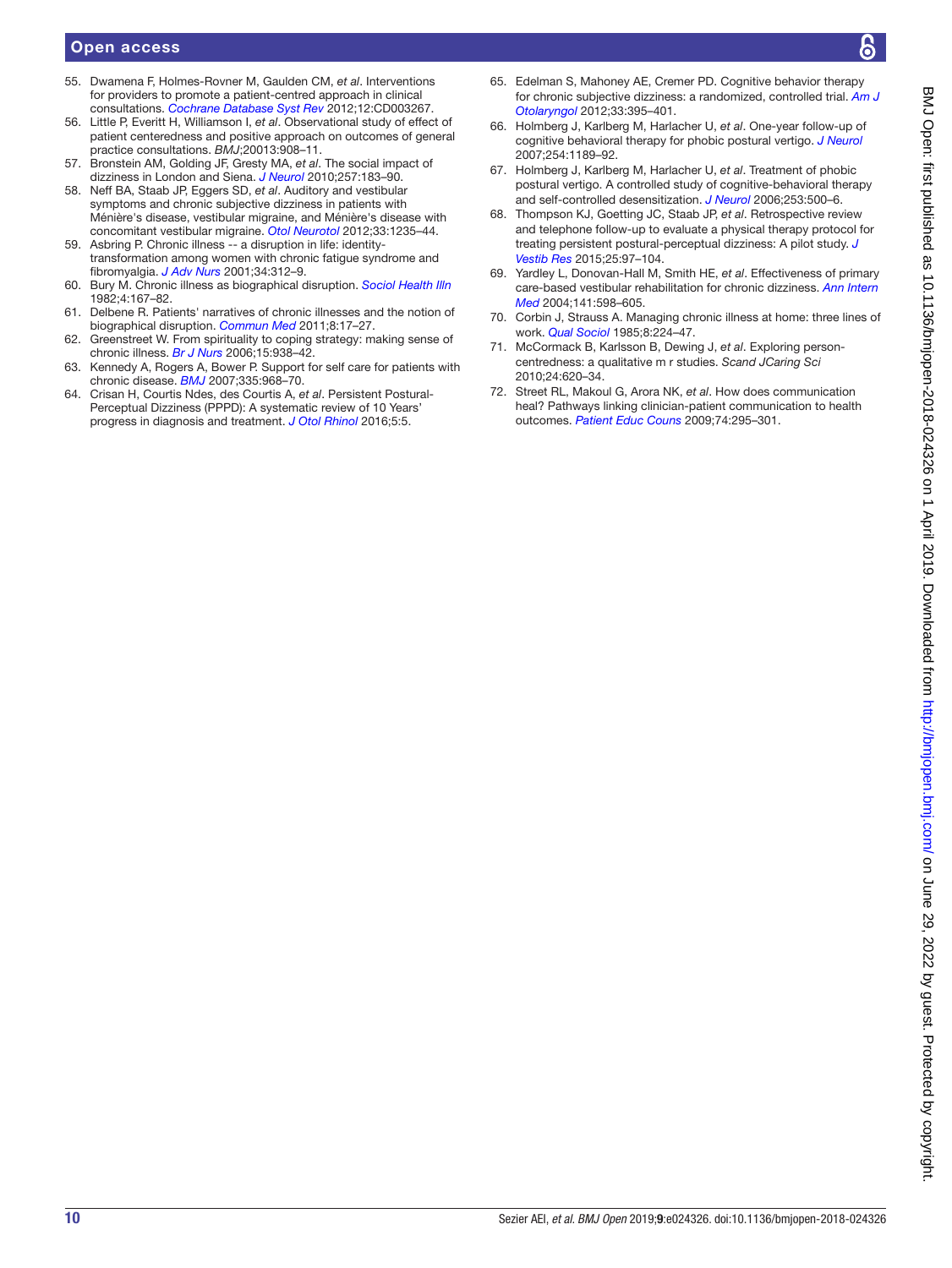55. Dwamena F, Holmes-Rovner M, Gaulden CM, *et al*. Interventions for providers to promote a patient-centred approach in clinical consultations. *Cochrane Database Syst Rev* 2012;12:CD003267.
56. Little P, Everitt H, Williamson I, *et al*. Observational study of effect of patient centeredness and positive approach on outcomes of general practice consultations. *BMJ*;20013:908–11.
57. Bronstein AM, Golding JF, Gresty MA, *et al*. The social impact of dizziness in London and Siena. *J Neurol* 2010;257:183–90.
58. Neff BA, Staab JP, Eggers SD, *et al*. Auditory and vestibular symptoms and chronic subjective dizziness in patients with Ménière's disease, vestibular migraine, and Ménière's disease with concomitant vestibular migraine. *Otol Neurotol* 2012;33:1235–44.
59. Asbring P. Chronic illness -- a disruption in life: identity-transformation among women with chronic fatigue syndrome and fibromyalgia. *J Adv Nurs* 2001;34:312–9.
60. Bury M. Chronic illness as biographical disruption. *Sociol Health Illn* 1982;4:167–82.
61. Delbene R. Patients' narratives of chronic illnesses and the notion of biographical disruption. *Commun Med* 2011;8:17–27.
62. Greenstreet W. From spirituality to coping strategy: making sense of chronic illness. *Br J Nurs* 2006;15:938–42.
63. Kennedy A, Rogers A, Bower P. Support for self care for patients with chronic disease. *BMJ* 2007;335:968–70.
64. Crisan H, Courtis Ndes, des Courtis A, *et al*. Persistent Postural-Perceptual Dizziness (PPPD): A systematic review of 10 Years' progress in diagnosis and treatment. *J Otol Rhinol* 2016;5:5.
65. Edelman S, Mahoney AE, Cremer PD. Cognitive behavior therapy for chronic subjective dizziness: a randomized, controlled trial. *Am J Otolaryngol* 2012;33:395–401.
66. Holmberg J, Karlberg M, Harlacher U, *et al*. One-year follow-up of cognitive behavioral therapy for phobic postural vertigo. *J Neurol* 2007;254:1189–92.
67. Holmberg J, Karlberg M, Harlacher U, *et al*. Treatment of phobic postural vertigo. A controlled study of cognitive-behavioral therapy and self-controlled desensitization. *J Neurol* 2006;253:500–6.
68. Thompson KJ, Goetting JC, Staab JP, *et al*. Retrospective review and telephone follow-up to evaluate a physical therapy protocol for treating persistent postural-perceptual dizziness: A pilot study. *J Vestib Res* 2015;25:97–104.
69. Yardley L, Donovan-Hall M, Smith HE, *et al*. Effectiveness of primary care-based vestibular rehabilitation for chronic dizziness. *Ann Intern Med* 2004;141:598–605.
70. Corbin J, Strauss A. Managing chronic illness at home: three lines of work. *Qual Sociol* 1985;8:224–47.
71. McCormack B, Karlsson B, Dewing J, *et al*. Exploring person-centredness: a qualitative m r studies. *Scand JCaring Sci* 2010;24:620–34.
72. Street RL, Makoul G, Arora NK, *et al*. How does communication heal? Pathways linking clinician-patient communication to health outcomes. *Patient Educ Couns* 2009;74:295–301.